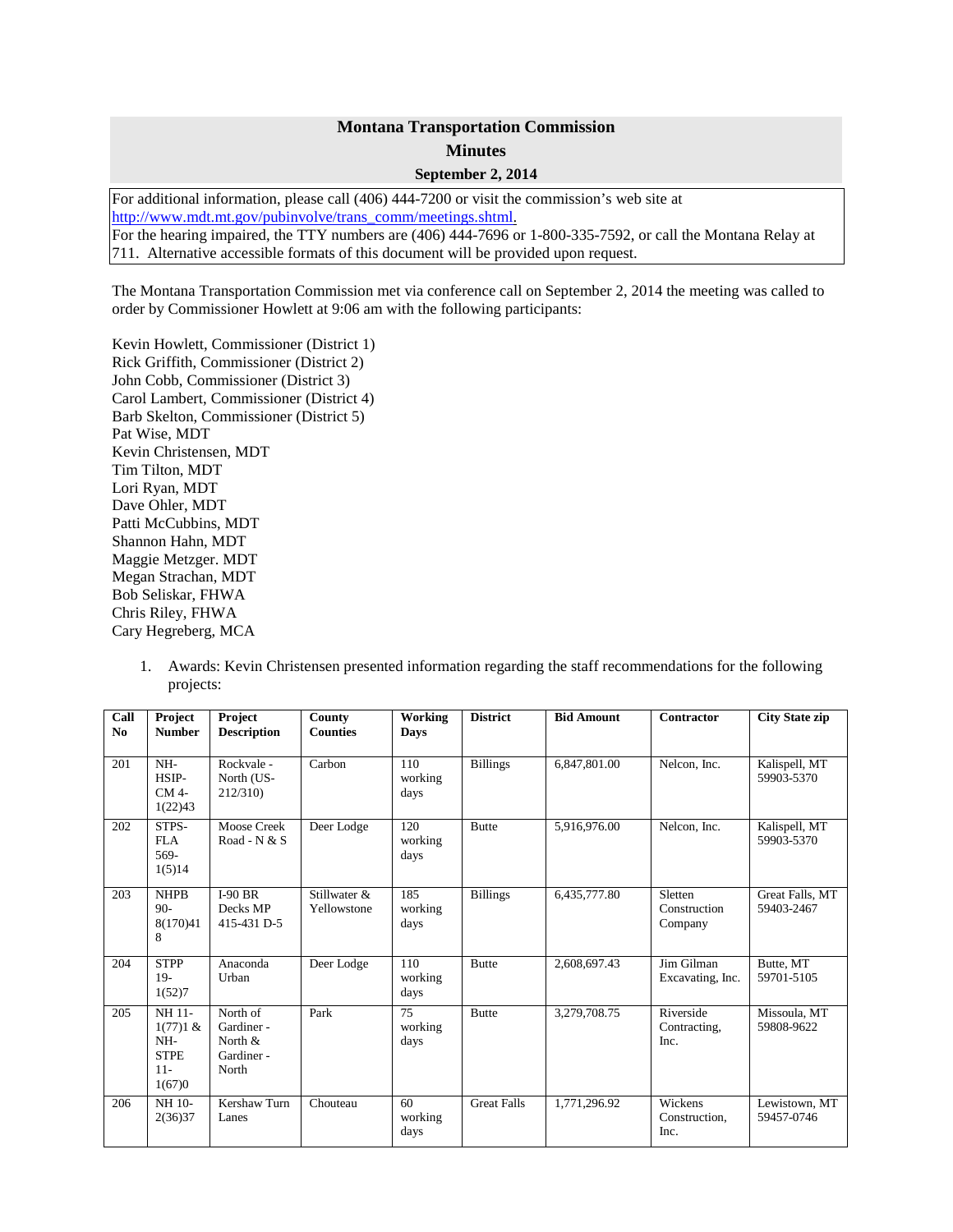# Montana Transportation Commission

## Minutes

### September 2, 2014

For additional information, please call (406) 444-7200 or visit the commission's web site at http://www.mdt.mt.gov/pubinvolve/trans_comm/meetings.shtml.
For the hearing impaired, the TTY numbers are (406) 444-7696 or 1-800-335-7592, or call the Montana Relay at 711. Alternative accessible formats of this document will be provided upon request.

The Montana Transportation Commission met via conference call on September 2, 2014 the meeting was called to order by Commissioner Howlett at 9:06 am with the following participants:

Kevin Howlett, Commissioner (District 1)
Rick Griffith, Commissioner (District 2)
John Cobb, Commissioner (District 3)
Carol Lambert, Commissioner (District 4)
Barb Skelton, Commissioner (District 5)
Pat Wise, MDT
Kevin Christensen, MDT
Tim Tilton, MDT
Lori Ryan, MDT
Dave Ohler, MDT
Patti McCubbins, MDT
Shannon Hahn, MDT
Maggie Metzger. MDT
Megan Strachan, MDT
Bob Seliskar, FHWA
Chris Riley, FHWA
Cary Hegreberg, MCA

1. Awards: Kevin Christensen presented information regarding the staff recommendations for the following projects:

| Call No | Project Number | Project Description | County Counties | Working Days | District | Bid Amount | Contractor | City State zip |
|---|---|---|---|---|---|---|---|---|
| 201 | NH-HSIP-CM 4-1(22)43 | Rockvale - North (US-212/310) | Carbon | 110 working days | Billings | 6,847,801.00 | Nelcon, Inc. | Kalispell, MT 59903-5370 |
| 202 | STPS-FLA 569-1(5)14 | Moose Creek Road - N & S | Deer Lodge | 120 working days | Butte | 5,916,976.00 | Nelcon, Inc. | Kalispell, MT 59903-5370 |
| 203 | NHPB 90-8(170)418 | I-90 BR Decks MP 415-431 D-5 | Stillwater & Yellowstone | 185 working days | Billings | 6,435,777.80 | Sletten Construction Company | Great Falls, MT 59403-2467 |
| 204 | STPP 19-1(52)7 | Anaconda Urban | Deer Lodge | 110 working days | Butte | 2,608,697.43 | Jim Gilman Excavating, Inc. | Butte, MT 59701-5105 |
| 205 | NH 11-1(77)1 & NH-STPE 11-1(67)0 | North of Gardiner - North & Gardiner - North | Park | 75 working days | Butte | 3,279,708.75 | Riverside Contracting, Inc. | Missoula, MT 59808-9622 |
| 206 | NH 10-2(36)37 | Kershaw Turn Lanes | Chouteau | 60 working days | Great Falls | 1,771,296.92 | Wickens Construction, Inc. | Lewistown, MT 59457-0746 |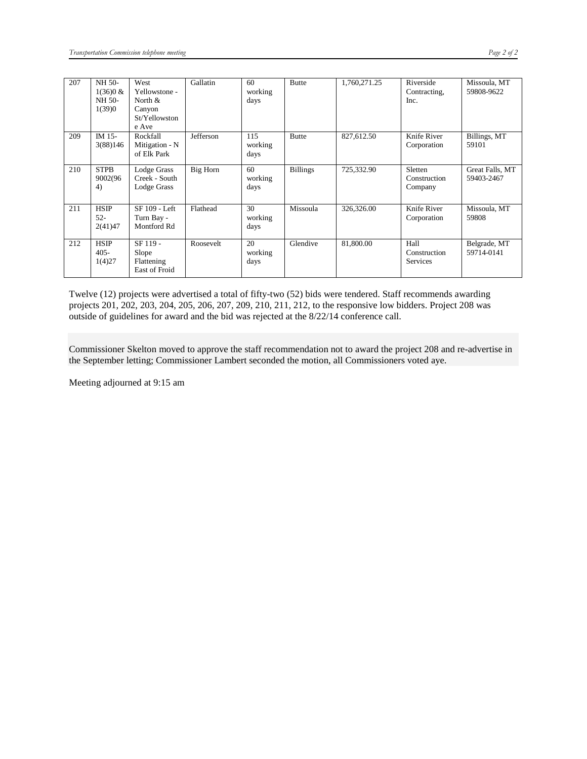| | | | | | | | | |
|---|---|---|---|---|---|---|---|---|
| 207 | NH 50-1(36)0 & NH 50-1(39)0 | West Yellowstone - North & Canyon St/Yellowstone Ave | Gallatin | 60 working days | Butte | 1,760,271.25 | Riverside Contracting, Inc. | Missoula, MT 59808-9622 |
| 209 | IM 15-3(88)146 | Rockfall Mitigation - N of Elk Park | Jefferson | 115 working days | Butte | 827,612.50 | Knife River Corporation | Billings, MT 59101 |
| 210 | STPB 9002(964) | Lodge Grass Creek - South Lodge Grass | Big Horn | 60 working days | Billings | 725,332.90 | Sletten Construction Company | Great Falls, MT 59403-2467 |
| 211 | HSIP 52-2(41)47 | SF 109 - Left Turn Bay - Montford Rd | Flathead | 30 working days | Missoula | 326,326.00 | Knife River Corporation | Missoula, MT 59808 |
| 212 | HSIP 405-1(4)27 | SF 119 - Slope Flattening East of Froid | Roosevelt | 20 working days | Glendive | 81,800.00 | Hall Construction Services | Belgrade, MT 59714-0141 |

Twelve (12) projects were advertised a total of fifty-two (52) bids were tendered. Staff recommends awarding projects 201, 202, 203, 204, 205, 206, 207, 209, 210, 211, 212, to the responsive low bidders. Project 208 was outside of guidelines for award and the bid was rejected at the 8/22/14 conference call.

Commissioner Skelton moved to approve the staff recommendation not to award the project 208 and re-advertise in the September letting; Commissioner Lambert seconded the motion, all Commissioners voted aye.

Meeting adjourned at 9:15 am